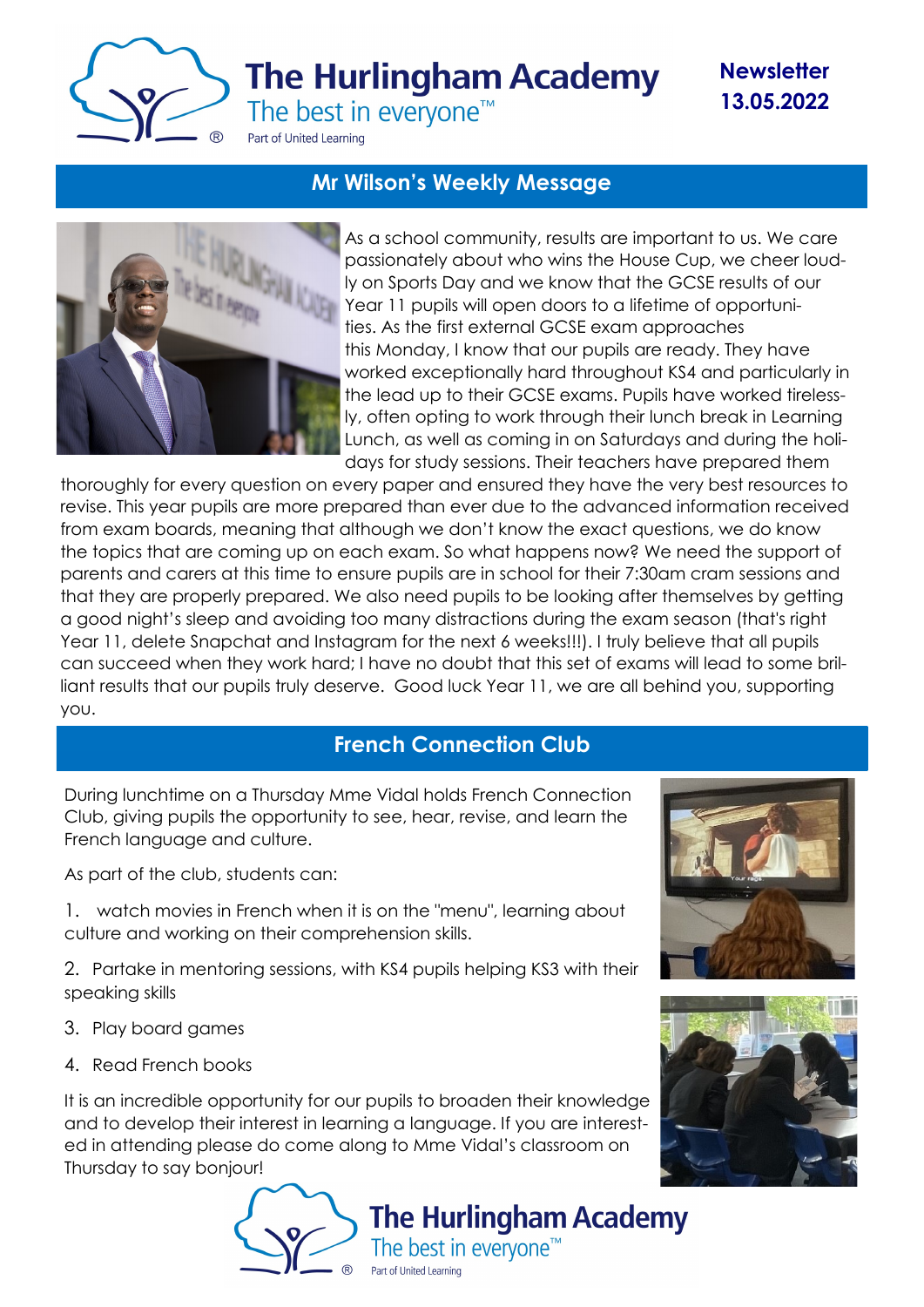# The Hurlingham Academy

The best in everyone™

Part of United Learning

**Newsletter 13.05.2022**

## Mr Wilson's Weekly Message

As a school community, results are important to us. We care passionately about who wins the House Cup, we cheer loudly on Sports Day and we know that the GCSE results of our Year 11 pupils will open doors to a lifetime of opportunities. As the first external GCSE exam approaches this Monday, I know that our pupils are ready. They have worked exceptionally hard throughout KS4 and particularly in the lead up to their GCSE exams. Pupils have worked tirelessly, often opting to work through their lunch break in Learning Lunch, as well as coming in on Saturdays and during the holidays for study sessions. Their teachers have prepared them thoroughly for every question on every paper and ensured they have the very best resources to revise. This year pupils are more prepared than ever due to the advanced information received from exam boards, meaning that although we don't know the exact questions, we do know the topics that are coming up on each exam. So what happens now? We need the support of parents and carers at this time to ensure pupils are in school for their 7:30am cram sessions and that they are properly prepared. We also need pupils to be looking after themselves by getting a good night's sleep and avoiding too many distractions during the exam season (that's right Year 11, delete Snapchat and Instagram for the next 6 weeks!!!). I truly believe that all pupils can succeed when they work hard; I have no doubt that this set of exams will lead to some brilliant results that our pupils truly deserve. Good luck Year 11, we are all behind you, supporting you.

## French Connection Club

During lunchtime on a Thursday Mme Vidal holds French Connection Club, giving pupils the opportunity to see, hear, revise, and learn the French language and culture.

As part of the club, students can:

1. watch movies in French when it is on the "menu", learning about culture and working on their comprehension skills.
2. Partake in mentoring sessions, with KS4 pupils helping KS3 with their speaking skills
3. Play board games
4. Read French books

It is an incredible opportunity for our pupils to broaden their knowledge and to develop their interest in learning a language. If you are interested in attending please do come along to Mme Vidal's classroom on Thursday to say bonjour!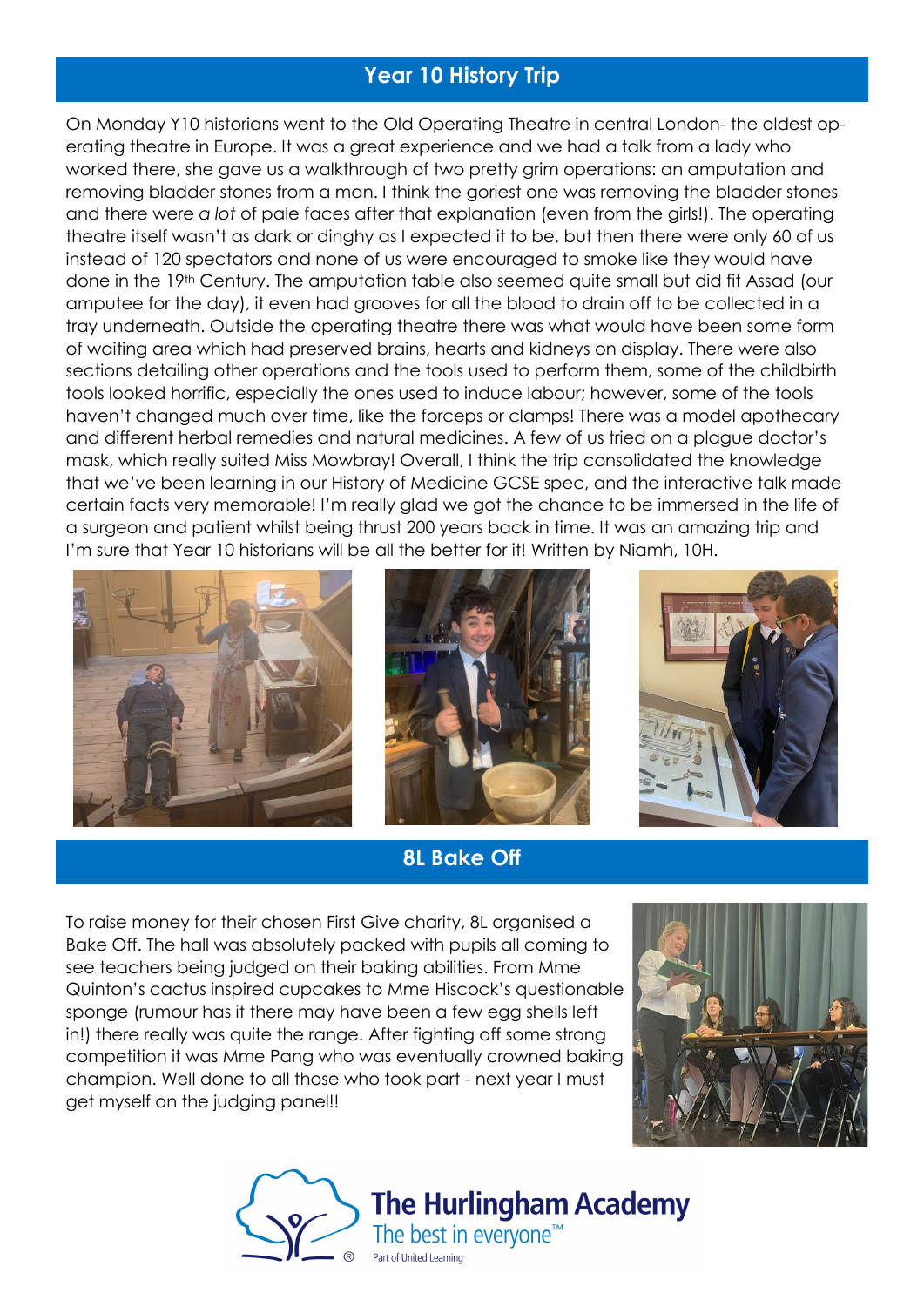## Year 10 History Trip

On Monday Y10 historians went to the Old Operating Theatre in central London- the oldest operating theatre in Europe. It was a great experience and we had a talk from a lady who worked there, she gave us a walkthrough of two pretty grim operations: an amputation and removing bladder stones from a man. I think the goriest one was removing the bladder stones and there were *a lot* of pale faces after that explanation (even from the girls!). The operating theatre itself wasn't as dark or dinghy as I expected it to be, but then there were only 60 of us instead of 120 spectators and none of us were encouraged to smoke like they would have done in the 19th Century. The amputation table also seemed quite small but did fit Assad (our amputee for the day), it even had grooves for all the blood to drain off to be collected in a tray underneath. Outside the operating theatre there was what would have been some form of waiting area which had preserved brains, hearts and kidneys on display. There were also sections detailing other operations and the tools used to perform them, some of the childbirth tools looked horrific, especially the ones used to induce labour; however, some of the tools haven't changed much over time, like the forceps or clamps! There was a model apothecary and different herbal remedies and natural medicines. A few of us tried on a plague doctor's mask, which really suited Miss Mowbray! Overall, I think the trip consolidated the knowledge that we've been learning in our History of Medicine GCSE spec, and the interactive talk made certain facts very memorable! I'm really glad we got the chance to be immersed in the life of a surgeon and patient whilst being thrust 200 years back in time. It was an amazing trip and I'm sure that Year 10 historians will be all the better for it! Written by Niamh, 10H.

## 8L Bake Off

To raise money for their chosen First Give charity, 8L organised a Bake Off. The hall was absolutely packed with pupils all coming to see teachers being judged on their baking abilities. From Mme Quinton's cactus inspired cupcakes to Mme Hiscock's questionable sponge (rumour has it there may have been a few egg shells left in!) there really was quite the range. After fighting off some strong competition it was Mme Pang who was eventually crowned baking champion. Well done to all those who took part - next year I must get myself on the judging panel!!

**The Hurlingham Academy**
The best in everyone™
Part of United Learning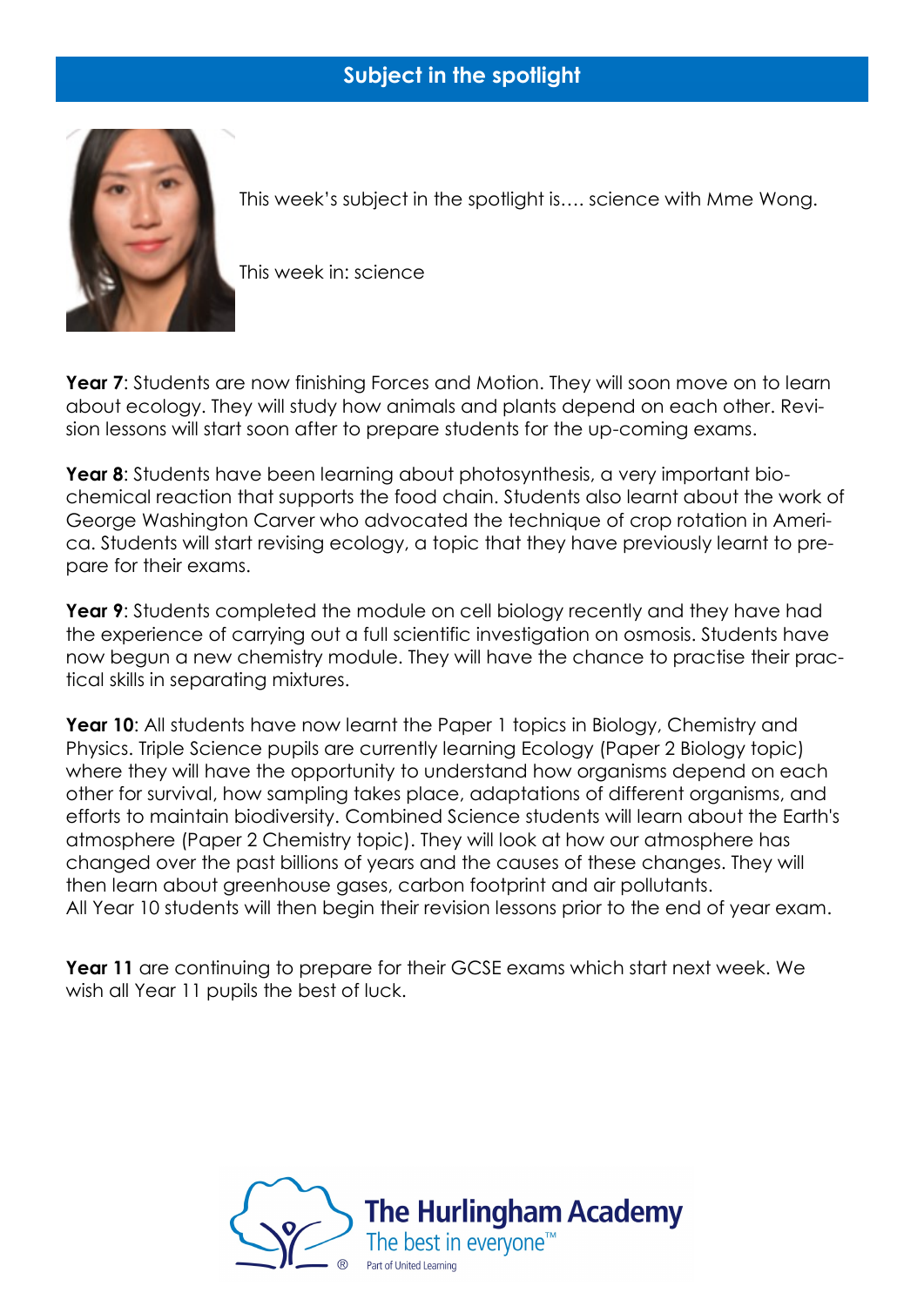## Subject in the spotlight

This week's subject in the spotlight is…. science with Mme Wong.

This week in: science

**Year 7**: Students are now finishing Forces and Motion. They will soon move on to learn about ecology. They will study how animals and plants depend on each other. Revision lessons will start soon after to prepare students for the up-coming exams.

**Year 8**: Students have been learning about photosynthesis, a very important biochemical reaction that supports the food chain. Students also learnt about the work of George Washington Carver who advocated the technique of crop rotation in America. Students will start revising ecology, a topic that they have previously learnt to prepare for their exams.

**Year 9**: Students completed the module on cell biology recently and they have had the experience of carrying out a full scientific investigation on osmosis. Students have now begun a new chemistry module. They will have the chance to practise their practical skills in separating mixtures.

**Year 10**: All students have now learnt the Paper 1 topics in Biology, Chemistry and Physics. Triple Science pupils are currently learning Ecology (Paper 2 Biology topic) where they will have the opportunity to understand how organisms depend on each other for survival, how sampling takes place, adaptations of different organisms, and efforts to maintain biodiversity. Combined Science students will learn about the Earth's atmosphere (Paper 2 Chemistry topic). They will look at how our atmosphere has changed over the past billions of years and the causes of these changes. They will then learn about greenhouse gases, carbon footprint and air pollutants.
All Year 10 students will then begin their revision lessons prior to the end of year exam.

**Year 11** are continuing to prepare for their GCSE exams which start next week. We wish all Year 11 pupils the best of luck.

The Hurlingham Academy
The best in everyone™
Part of United Learning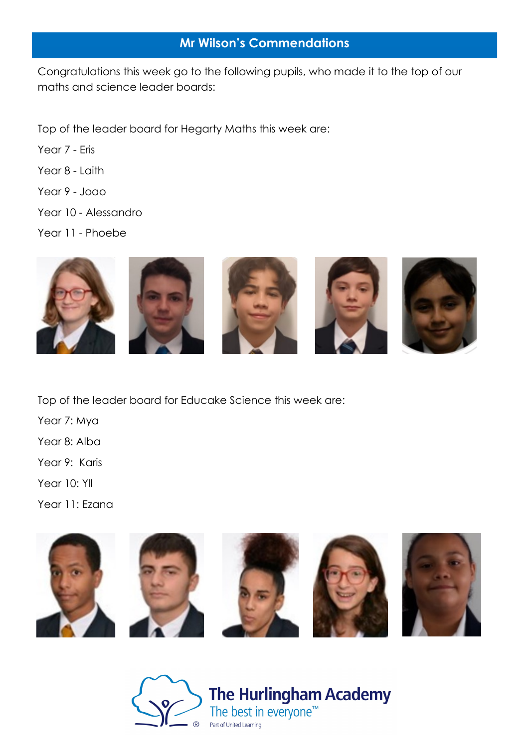## Mr Wilson's Commendations

Congratulations this week go to the following pupils, who made it to the top of our maths and science leader boards:

Top of the leader board for Hegarty Maths this week are:

Year 7 - Eris

Year 8 - Laith

Year 9 - Joao

Year 10 - Alessandro

Year 11 - Phoebe

Top of the leader board for Educake Science this week are:

Year 7: Mya

Year 8: Alba

Year 9: Karis

Year 10: Yll

Year 11: Ezana

The Hurlingham Academy
The best in everyone™
Part of United Learning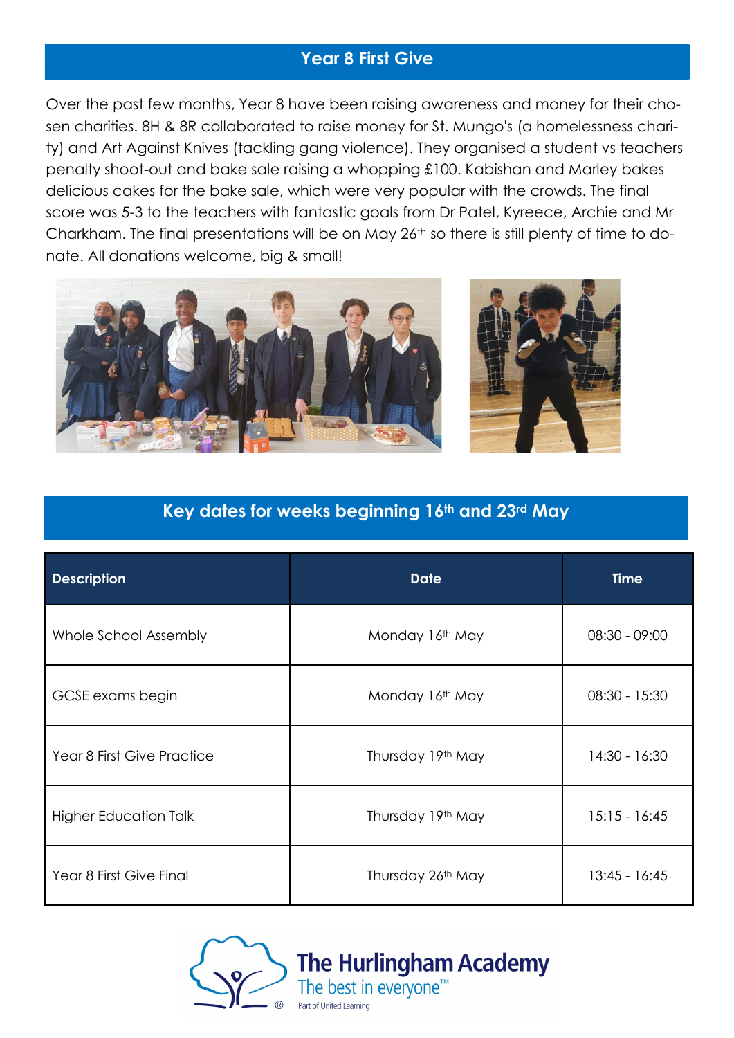## Year 8 First Give

Over the past few months, Year 8 have been raising awareness and money for their chosen charities. 8H & 8R collaborated to raise money for St. Mungo's (a homelessness charity) and Art Against Knives (tackling gang violence). They organised a student vs teachers penalty shoot-out and bake sale raising a whopping £100. Kabishan and Marley bakes delicious cakes for the bake sale, which were very popular with the crowds. The final score was 5-3 to the teachers with fantastic goals from Dr Patel, Kyreece, Archie and Mr Charkham. The final presentations will be on May 26th so there is still plenty of time to donate. All donations welcome, big & small!

## Key dates for weeks beginning 16th and 23rd May

| Description | Date | Time |
|---|---|---|
| Whole School Assembly | Monday 16th May | 08:30 - 09:00 |
| GCSE exams begin | Monday 16th May | 08:30 - 15:30 |
| Year 8 First Give Practice | Thursday 19th May | 14:30 - 16:30 |
| Higher Education Talk | Thursday 19th May | 15:15 - 16:45 |
| Year 8 First Give Final | Thursday 26th May | 13:45 - 16:45 |

The Hurlingham Academy
The best in everyone™
Part of United Learning